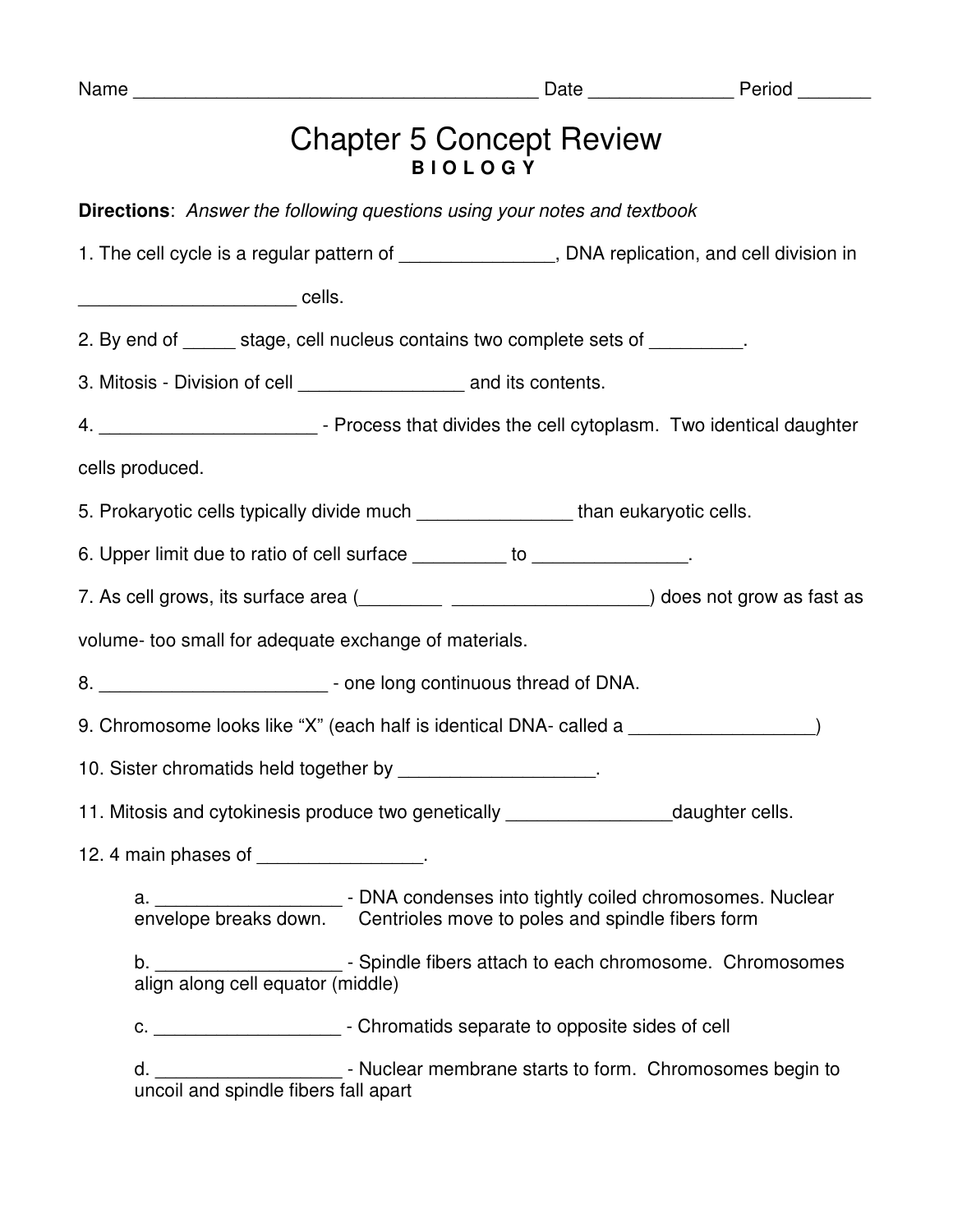Name ______________________________________ Date _____________ Period _______

# Chapter 5 Concept Review

**B I O L O G Y**

**Directions**: *Answer the following questions using your notes and textbook*

1. The cell cycle is a regular pattern of _______________, DNA replication, and cell division in _____________________ cells.

2. By end of _____ stage, cell nucleus contains two complete sets of _________.

3. Mitosis - Division of cell ________________ and its contents.

4. _____________________ - Process that divides the cell cytoplasm. Two identical daughter cells produced.

5. Prokaryotic cells typically divide much _______________ than eukaryotic cells.

6. Upper limit due to ratio of cell surface _________ to _______________.

7. As cell grows, its surface area (________ ___________________) does not grow as fast as volume- too small for adequate exchange of materials.

8. ______________________ - one long continuous thread of DNA.

9. Chromosome looks like "X" (each half is identical DNA- called a _________________)

10. Sister chromatids held together by ___________________.

11. Mitosis and cytokinesis produce two genetically ________________daughter cells.

12. 4 main phases of ________________.

    a. __________________ - DNA condenses into tightly coiled chromosomes. Nuclear envelope breaks down. Centrioles move to poles and spindle fibers form

    b. __________________ - Spindle fibers attach to each chromosome. Chromosomes align along cell equator (middle)

    c. __________________ - Chromatids separate to opposite sides of cell

    d. __________________ - Nuclear membrane starts to form. Chromosomes begin to uncoil and spindle fibers fall apart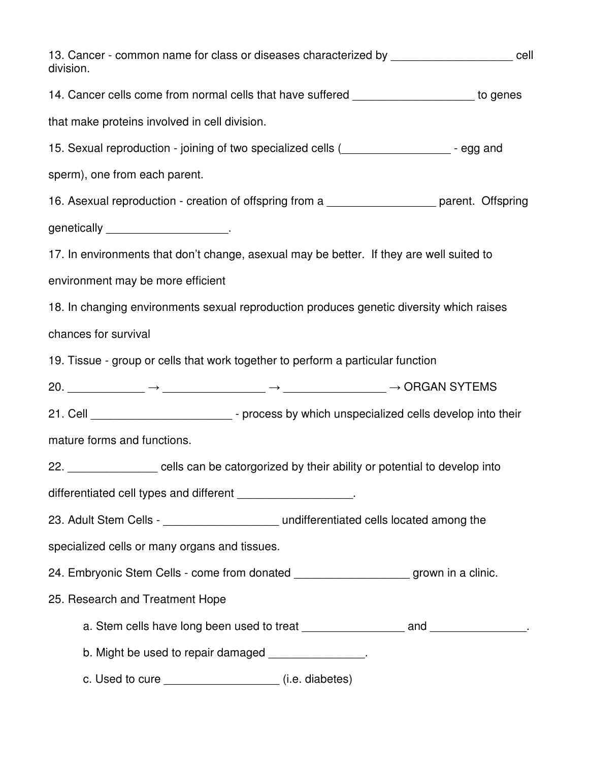13. Cancer - common name for class or diseases characterized by ___________________ cell division.

14. Cancer cells come from normal cells that have suffered ___________________ to genes that make proteins involved in cell division.

15. Sexual reproduction - joining of two specialized cells (_________________ - egg and sperm), one from each parent.

16. Asexual reproduction - creation of offspring from a _________________ parent. Offspring genetically ___________________.

17. In environments that don't change, asexual may be better. If they are well suited to environment may be more efficient

18. In changing environments sexual reproduction produces genetic diversity which raises chances for survival

19. Tissue - group or cells that work together to perform a particular function

20. ____________ → ________________ → ________________ → ORGAN SYTEMS

21. Cell ______________________ - process by which unspecialized cells develop into their mature forms and functions.

22. ______________ cells can be catorgorized by their ability or potential to develop into differentiated cell types and different __________________.

23. Adult Stem Cells - __________________ undifferentiated cells located among the specialized cells or many organs and tissues.

24. Embryonic Stem Cells - come from donated __________________ grown in a clinic.

25. Research and Treatment Hope

    a. Stem cells have long been used to treat ________________ and _______________.

    b. Might be used to repair damaged _______________.

    c. Used to cure __________________ (i.e. diabetes)